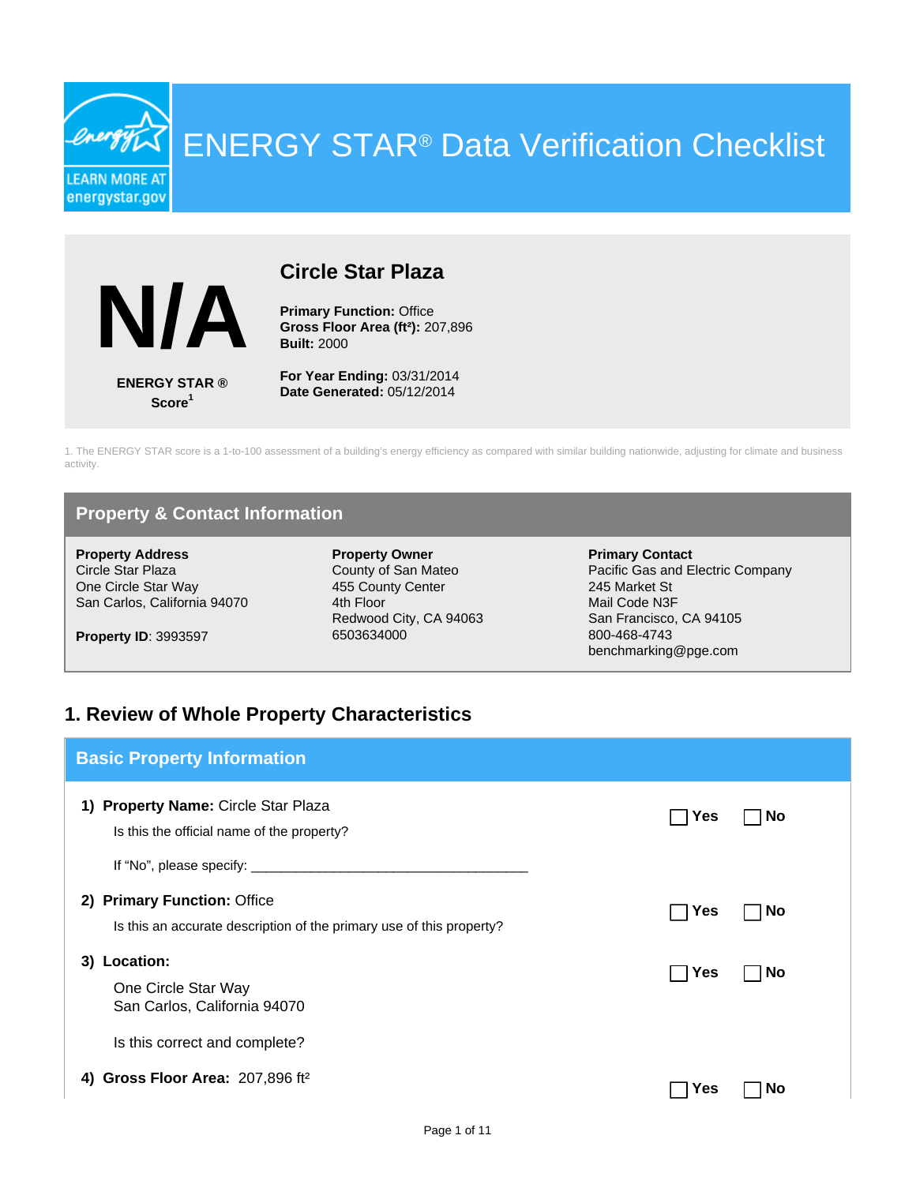# ENERGY STAR® Data Verification Checklist

LEARN MORE AT energystar.gov

**N/A**

**ENERGY STAR ® Score**[1]

## Circle Star Plaza

**Primary Function:** Office
**Gross Floor Area (ft²):** 207,896
**Built:** 2000

**For Year Ending:** 03/31/2014
**Date Generated:** 05/12/2014

1. The ENERGY STAR score is a 1-to-100 assessment of a building's energy efficiency as compared with similar building nationwide, adjusting for climate and business activity.

## Property & Contact Information

**Property Address**
Circle Star Plaza
One Circle Star Way
San Carlos, California 94070

**Property ID**: 3993597

**Property Owner**
County of San Mateo
455 County Center
4th Floor
Redwood City, CA 94063
6503634000

**Primary Contact**
Pacific Gas and Electric Company
245 Market St
Mail Code N3F
San Francisco, CA 94105
800-468-4743
benchmarking@pge.com

## 1. Review of Whole Property Characteristics

### Basic Property Information

**1) Property Name:** Circle Star Plaza

Is this the official name of the property? ☐ Yes ☐ No

If "No", please specify: ____________________________________

**2) Primary Function:** Office

Is this an accurate description of the primary use of this property? ☐ Yes ☐ No

**3) Location:**

One Circle Star Way
San Carlos, California 94070

Is this correct and complete? ☐ Yes ☐ No

**4) Gross Floor Area:** 207,896 ft² ☐ Yes ☐ No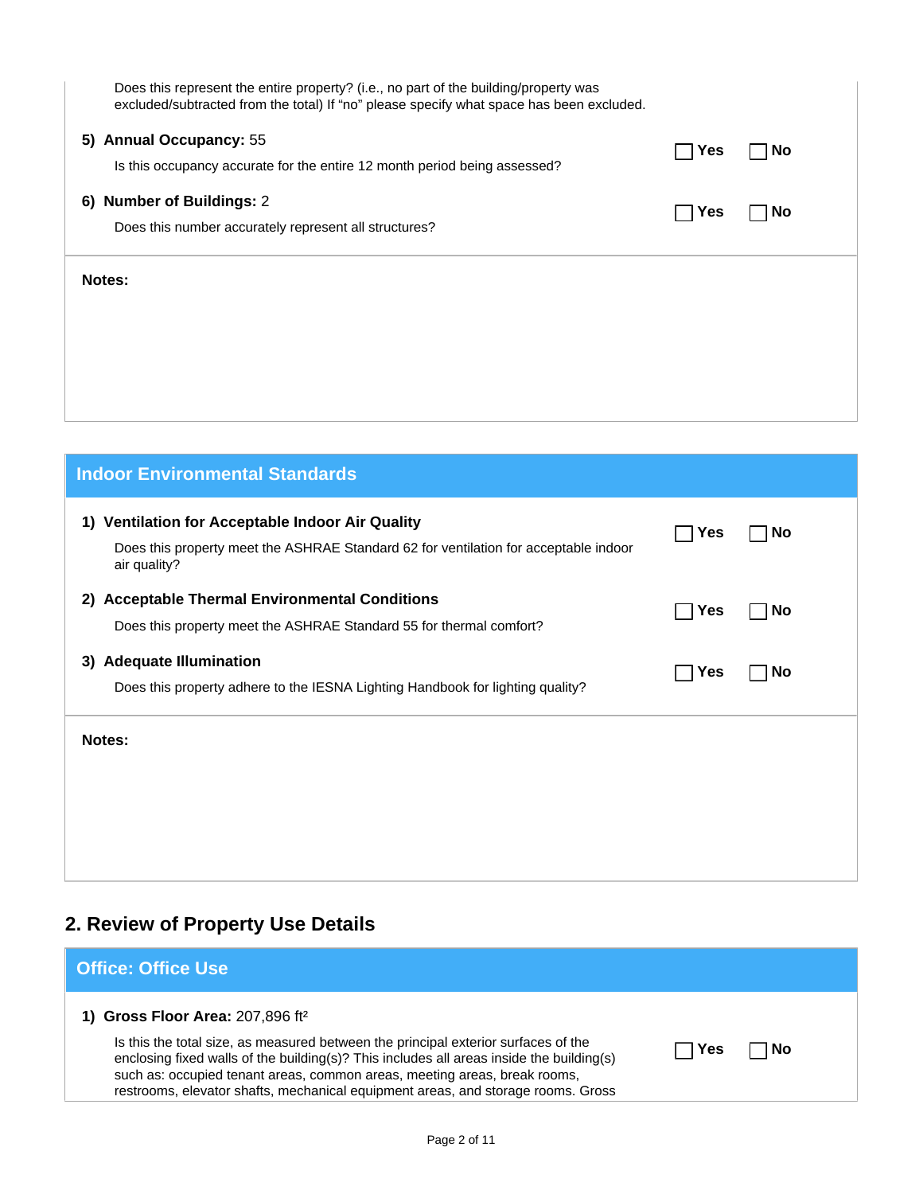Does this represent the entire property? (i.e., no part of the building/property was excluded/subtracted from the total) If “no” please specify what space has been excluded.

**5) Annual Occupancy:** 55

Is this occupancy accurate for the entire 12 month period being assessed? ☐ **Yes** ☐ **No**

**6) Number of Buildings:** 2

Does this number accurately represent all structures? ☐ **Yes** ☐ **No**

**Notes:**

## Indoor Environmental Standards

**1) Ventilation for Acceptable Indoor Air Quality**

Does this property meet the ASHRAE Standard 62 for ventilation for acceptable indoor air quality? ☐ **Yes** ☐ **No**

**2) Acceptable Thermal Environmental Conditions**

Does this property meet the ASHRAE Standard 55 for thermal comfort? ☐ **Yes** ☐ **No**

**3) Adequate Illumination**

Does this property adhere to the IESNA Lighting Handbook for lighting quality? ☐ **Yes** ☐ **No**

**Notes:**

# 2. Review of Property Use Details

## Office: Office Use

**1) Gross Floor Area:** 207,896 ft²

Is this the total size, as measured between the principal exterior surfaces of the enclosing fixed walls of the building(s)? This includes all areas inside the building(s) such as: occupied tenant areas, common areas, meeting areas, break rooms, restrooms, elevator shafts, mechanical equipment areas, and storage rooms. Gross ☐ **Yes** ☐ **No**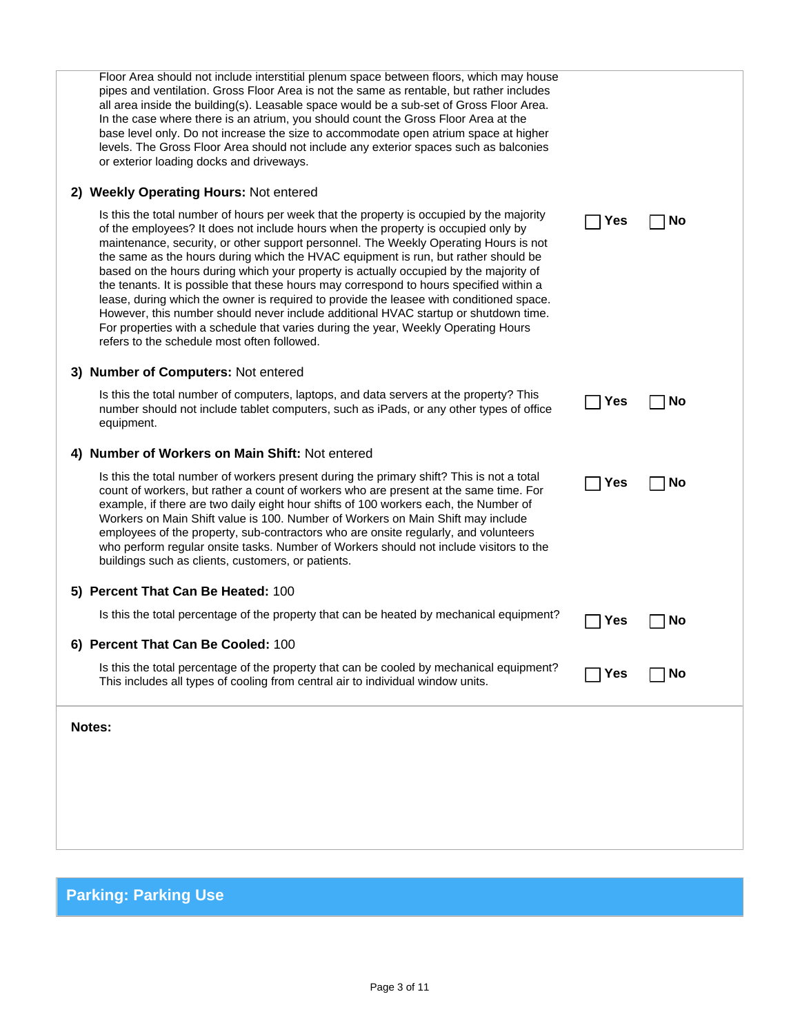Floor Area should not include interstitial plenum space between floors, which may house pipes and ventilation. Gross Floor Area is not the same as rentable, but rather includes all area inside the building(s). Leasable space would be a sub-set of Gross Floor Area. In the case where there is an atrium, you should count the Gross Floor Area at the base level only. Do not increase the size to accommodate open atrium space at higher levels. The Gross Floor Area should not include any exterior spaces such as balconies or exterior loading docks and driveways.

**2) Weekly Operating Hours:** Not entered

Is this the total number of hours per week that the property is occupied by the majority of the employees? It does not include hours when the property is occupied only by maintenance, security, or other support personnel. The Weekly Operating Hours is not the same as the hours during which the HVAC equipment is run, but rather should be based on the hours during which your property is actually occupied by the majority of the tenants. It is possible that these hours may correspond to hours specified within a lease, during which the owner is required to provide the leasee with conditioned space. However, this number should never include additional HVAC startup or shutdown time. For properties with a schedule that varies during the year, Weekly Operating Hours refers to the schedule most often followed.

☐ **Yes** ☐ **No**

**3) Number of Computers:** Not entered

Is this the total number of computers, laptops, and data servers at the property? This number should not include tablet computers, such as iPads, or any other types of office equipment.

☐ **Yes** ☐ **No**

**4) Number of Workers on Main Shift:** Not entered

Is this the total number of workers present during the primary shift? This is not a total count of workers, but rather a count of workers who are present at the same time. For example, if there are two daily eight hour shifts of 100 workers each, the Number of Workers on Main Shift value is 100. Number of Workers on Main Shift may include employees of the property, sub-contractors who are onsite regularly, and volunteers who perform regular onsite tasks. Number of Workers should not include visitors to the buildings such as clients, customers, or patients.

☐ **Yes** ☐ **No**

**5) Percent That Can Be Heated:** 100

Is this the total percentage of the property that can be heated by mechanical equipment?

☐ **Yes** ☐ **No**

**6) Percent That Can Be Cooled:** 100

Is this the total percentage of the property that can be cooled by mechanical equipment? This includes all types of cooling from central air to individual window units.

☐ **Yes** ☐ **No**

**Notes:**

## Parking: Parking Use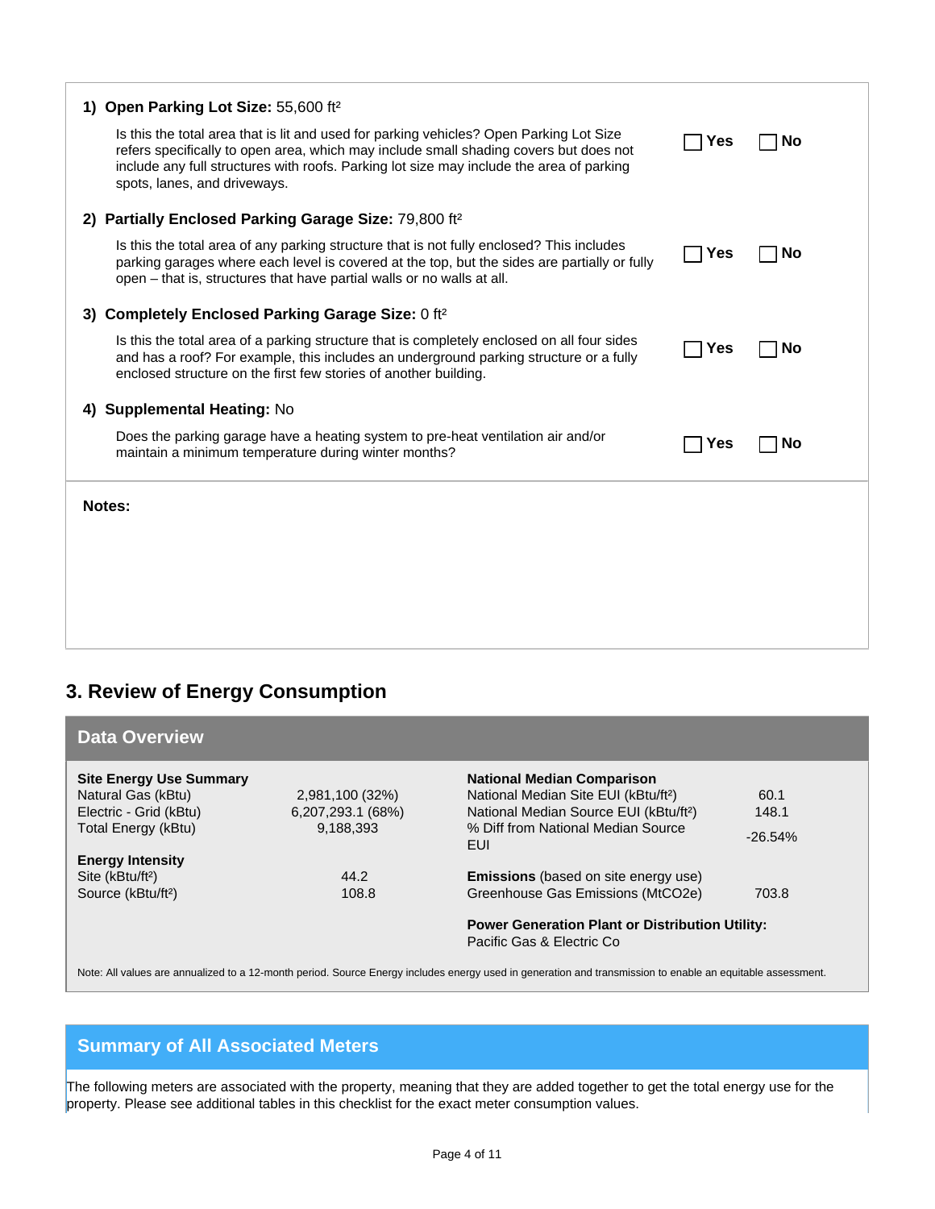**1) Open Parking Lot Size:** 55,600 ft²

Is this the total area that is lit and used for parking vehicles? Open Parking Lot Size refers specifically to open area, which may include small shading covers but does not include any full structures with roofs. Parking lot size may include the area of parking spots, lanes, and driveways.

☐ **Yes** ☐ **No**

**2) Partially Enclosed Parking Garage Size:** 79,800 ft²

Is this the total area of any parking structure that is not fully enclosed? This includes parking garages where each level is covered at the top, but the sides are partially or fully open – that is, structures that have partial walls or no walls at all.

☐ **Yes** ☐ **No**

**3) Completely Enclosed Parking Garage Size:** 0 ft²

Is this the total area of a parking structure that is completely enclosed on all four sides and has a roof? For example, this includes an underground parking structure or a fully enclosed structure on the first few stories of another building.

☐ **Yes** ☐ **No**

**4) Supplemental Heating:** No

Does the parking garage have a heating system to pre-heat ventilation air and/or maintain a minimum temperature during winter months?

☐ **Yes** ☐ **No**

**Notes:**

## 3. Review of Energy Consumption

### Data Overview

| **Site Energy Use Summary** | | **National Median Comparison** | |
|---|---|---|---|
| Natural Gas (kBtu) | 2,981,100 (32%) | National Median Site EUI (kBtu/ft²) | 60.1 |
| Electric - Grid (kBtu) | 6,207,293.1 (68%) | National Median Source EUI (kBtu/ft²) | 148.1 |
| Total Energy (kBtu) | 9,188,393 | % Diff from National Median Source EUI | -26.54% |
| **Energy Intensity** | | **Emissions** (based on site energy use) | |
| Site (kBtu/ft²) | 44.2 | Greenhouse Gas Emissions ($MtCO_2e$) | 703.8 |
| Source (kBtu/ft²) | 108.8 | **Power Generation Plant or Distribution Utility:** Pacific Gas & Electric Co | |

Note: All values are annualized to a 12-month period. Source Energy includes energy used in generation and transmission to enable an equitable assessment.

### Summary of All Associated Meters

The following meters are associated with the property, meaning that they are added together to get the total energy use for the property. Please see additional tables in this checklist for the exact meter consumption values.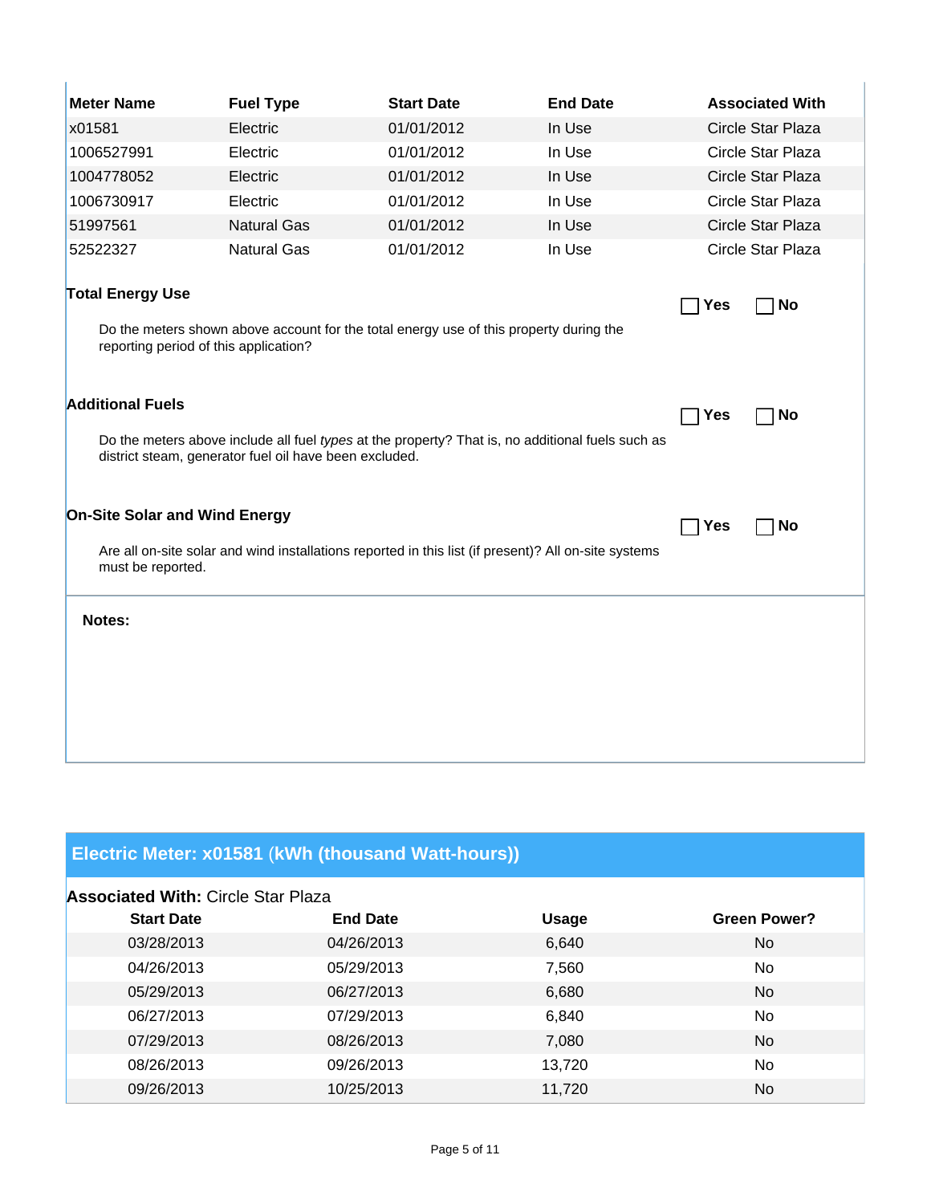| Meter Name | Fuel Type | Start Date | End Date | Associated With |
|---|---|---|---|---|
| x01581 | Electric | 01/01/2012 | In Use | Circle Star Plaza |
| 1006527991 | Electric | 01/01/2012 | In Use | Circle Star Plaza |
| 1004778052 | Electric | 01/01/2012 | In Use | Circle Star Plaza |
| 1006730917 | Electric | 01/01/2012 | In Use | Circle Star Plaza |
| 51997561 | Natural Gas | 01/01/2012 | In Use | Circle Star Plaza |
| 52522327 | Natural Gas | 01/01/2012 | In Use | Circle Star Plaza |

**Total Energy Use**

☐ Yes ☐ No

Do the meters shown above account for the total energy use of this property during the reporting period of this application?

**Additional Fuels**

☐ Yes ☐ No

Do the meters above include all fuel *types* at the property? That is, no additional fuels such as district steam, generator fuel oil have been excluded.

**On-Site Solar and Wind Energy**

☐ Yes ☐ No

Are all on-site solar and wind installations reported in this list (if present)? All on-site systems must be reported.

**Notes:**

## Electric Meter: x01581 (kWh (thousand Watt-hours))

**Associated With:** Circle Star Plaza

| Start Date | End Date | Usage | Green Power? |
|---|---|---|---|
| 03/28/2013 | 04/26/2013 | 6,640 | No |
| 04/26/2013 | 05/29/2013 | 7,560 | No |
| 05/29/2013 | 06/27/2013 | 6,680 | No |
| 06/27/2013 | 07/29/2013 | 6,840 | No |
| 07/29/2013 | 08/26/2013 | 7,080 | No |
| 08/26/2013 | 09/26/2013 | 13,720 | No |
| 09/26/2013 | 10/25/2013 | 11,720 | No |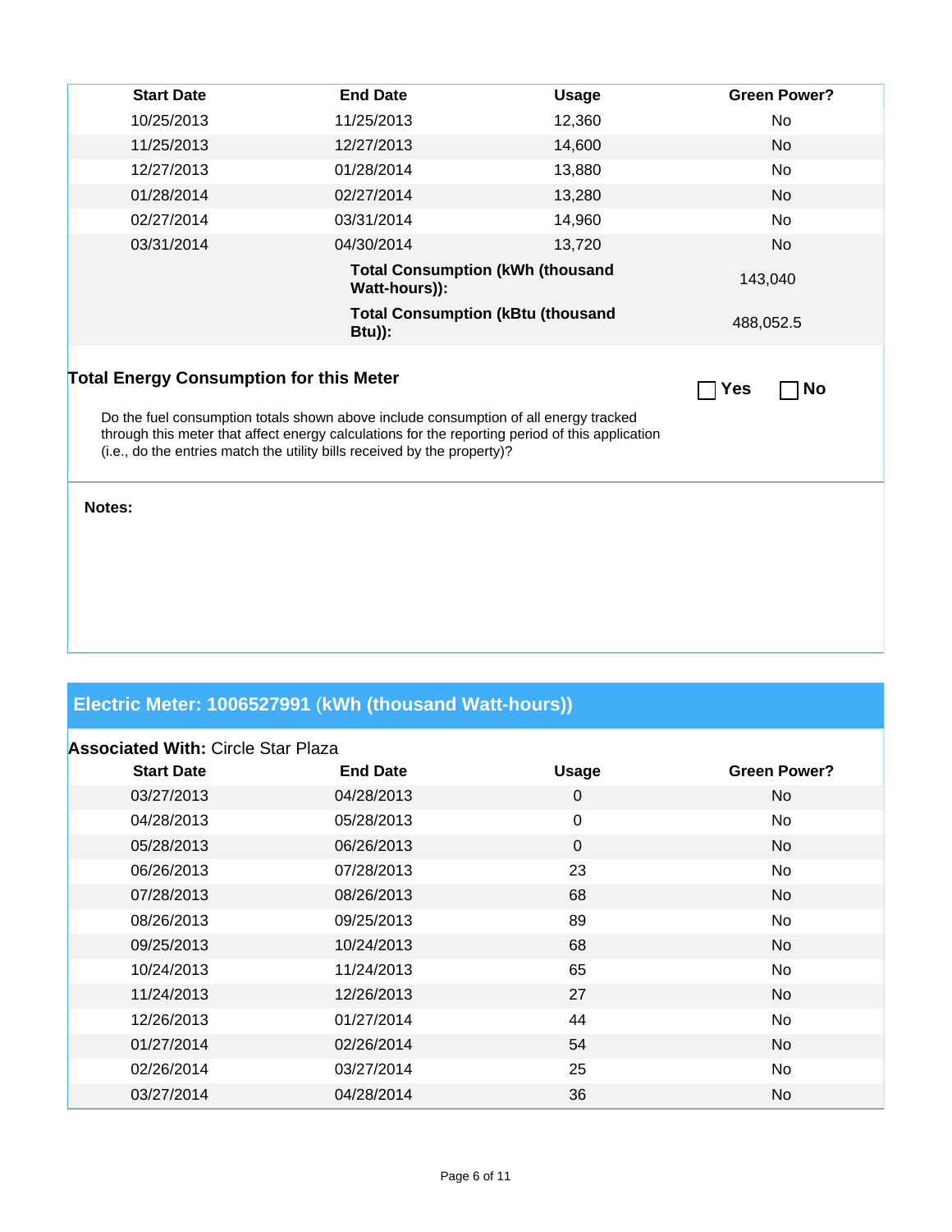| Start Date | End Date | Usage | Green Power? |
| --- | --- | --- | --- |
| 10/25/2013 | 11/25/2013 | 12,360 | No |
| 11/25/2013 | 12/27/2013 | 14,600 | No |
| 12/27/2013 | 01/28/2014 | 13,880 | No |
| 01/28/2014 | 02/27/2014 | 13,280 | No |
| 02/27/2014 | 03/31/2014 | 14,960 | No |
| 03/31/2014 | 04/30/2014 | 13,720 | No |
| | **Total Consumption (kWh (thousand Watt-hours)):** | | 143,040 |
| | **Total Consumption (kBtu (thousand Btu)):** | | 488,052.5 |

**Total Energy Consumption for this Meter**

☐ **Yes** ☐ **No**

Do the fuel consumption totals shown above include consumption of all energy tracked through this meter that affect energy calculations for the reporting period of this application (i.e., do the entries match the utility bills received by the property)?

**Notes:**

## Electric Meter: 1006527991 (kWh (thousand Watt-hours))

**Associated With:** Circle Star Plaza

| Start Date | End Date | Usage | Green Power? |
| --- | --- | --- | --- |
| 03/27/2013 | 04/28/2013 | 0 | No |
| 04/28/2013 | 05/28/2013 | 0 | No |
| 05/28/2013 | 06/26/2013 | 0 | No |
| 06/26/2013 | 07/28/2013 | 23 | No |
| 07/28/2013 | 08/26/2013 | 68 | No |
| 08/26/2013 | 09/25/2013 | 89 | No |
| 09/25/2013 | 10/24/2013 | 68 | No |
| 10/24/2013 | 11/24/2013 | 65 | No |
| 11/24/2013 | 12/26/2013 | 27 | No |
| 12/26/2013 | 01/27/2014 | 44 | No |
| 01/27/2014 | 02/26/2014 | 54 | No |
| 02/26/2014 | 03/27/2014 | 25 | No |
| 03/27/2014 | 04/28/2014 | 36 | No |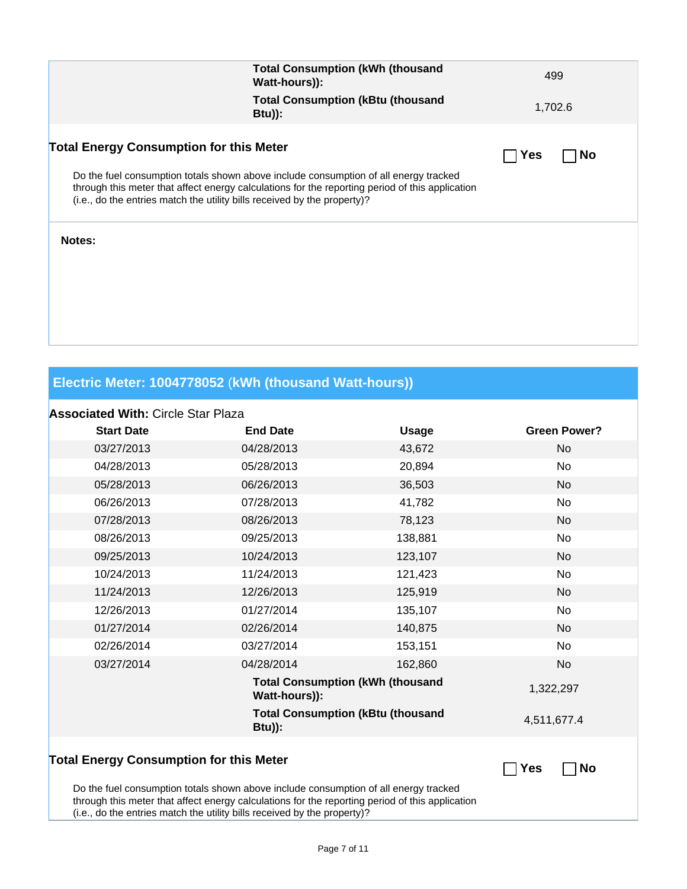| | Total Consumption (kWh (thousand Watt-hours)): | 499 |
|---|---|---|
| | Total Consumption (kBtu (thousand Btu)): | 1,702.6 |

**Total Energy Consumption for this Meter**

☐ Yes ☐ No

Do the fuel consumption totals shown above include consumption of all energy tracked through this meter that affect energy calculations for the reporting period of this application (i.e., do the entries match the utility bills received by the property)?

**Notes:**

## Electric Meter: 1004778052 (kWh (thousand Watt-hours))

**Associated With:** Circle Star Plaza

| Start Date | End Date | Usage | Green Power? |
|---|---|---|---|
| 03/27/2013 | 04/28/2013 | 43,672 | No |
| 04/28/2013 | 05/28/2013 | 20,894 | No |
| 05/28/2013 | 06/26/2013 | 36,503 | No |
| 06/26/2013 | 07/28/2013 | 41,782 | No |
| 07/28/2013 | 08/26/2013 | 78,123 | No |
| 08/26/2013 | 09/25/2013 | 138,881 | No |
| 09/25/2013 | 10/24/2013 | 123,107 | No |
| 10/24/2013 | 11/24/2013 | 121,423 | No |
| 11/24/2013 | 12/26/2013 | 125,919 | No |
| 12/26/2013 | 01/27/2014 | 135,107 | No |
| 01/27/2014 | 02/26/2014 | 140,875 | No |
| 02/26/2014 | 03/27/2014 | 153,151 | No |
| 03/27/2014 | 04/28/2014 | 162,860 | No |
| | Total Consumption (kWh (thousand Watt-hours)): | | 1,322,297 |
| | Total Consumption (kBtu (thousand Btu)): | | 4,511,677.4 |

**Total Energy Consumption for this Meter**

☐ Yes ☐ No

Do the fuel consumption totals shown above include consumption of all energy tracked through this meter that affect energy calculations for the reporting period of this application (i.e., do the entries match the utility bills received by the property)?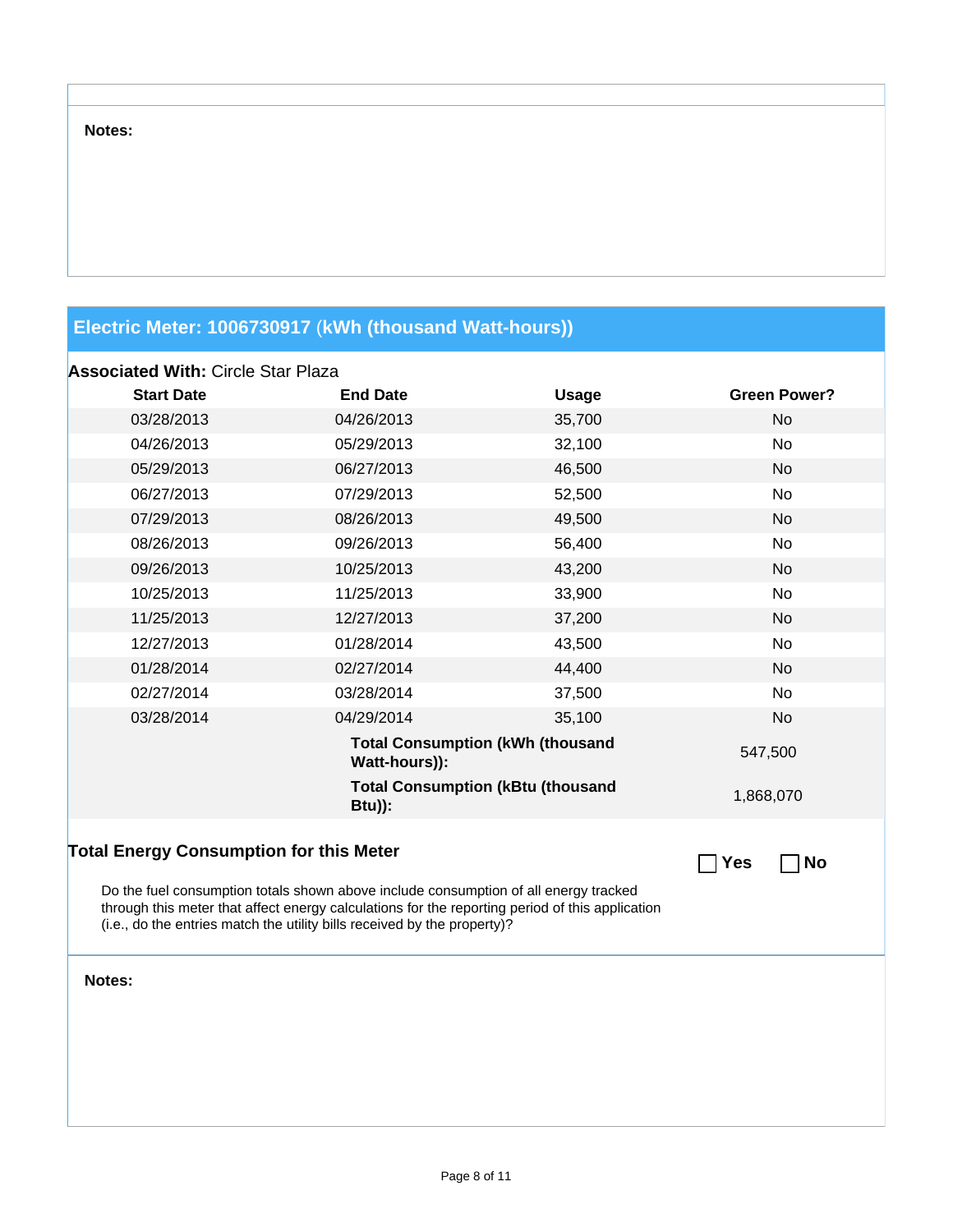**Notes:**

## Electric Meter: 1006730917 (kWh (thousand Watt-hours))

**Associated With:** Circle Star Plaza

| Start Date | End Date | Usage | Green Power? |
|---|---|---|---|
| 03/28/2013 | 04/26/2013 | 35,700 | No |
| 04/26/2013 | 05/29/2013 | 32,100 | No |
| 05/29/2013 | 06/27/2013 | 46,500 | No |
| 06/27/2013 | 07/29/2013 | 52,500 | No |
| 07/29/2013 | 08/26/2013 | 49,500 | No |
| 08/26/2013 | 09/26/2013 | 56,400 | No |
| 09/26/2013 | 10/25/2013 | 43,200 | No |
| 10/25/2013 | 11/25/2013 | 33,900 | No |
| 11/25/2013 | 12/27/2013 | 37,200 | No |
| 12/27/2013 | 01/28/2014 | 43,500 | No |
| 01/28/2014 | 02/27/2014 | 44,400 | No |
| 02/27/2014 | 03/28/2014 | 37,500 | No |
| 03/28/2014 | 04/29/2014 | 35,100 | No |
| | **Total Consumption (kWh (thousand Watt-hours)):** | 547,500 | |
| | **Total Consumption (kBtu (thousand Btu)):** | 1,868,070 | |

### Total Energy Consumption for this Meter

☐ **Yes** ☐ **No**

Do the fuel consumption totals shown above include consumption of all energy tracked through this meter that affect energy calculations for the reporting period of this application (i.e., do the entries match the utility bills received by the property)?

**Notes:**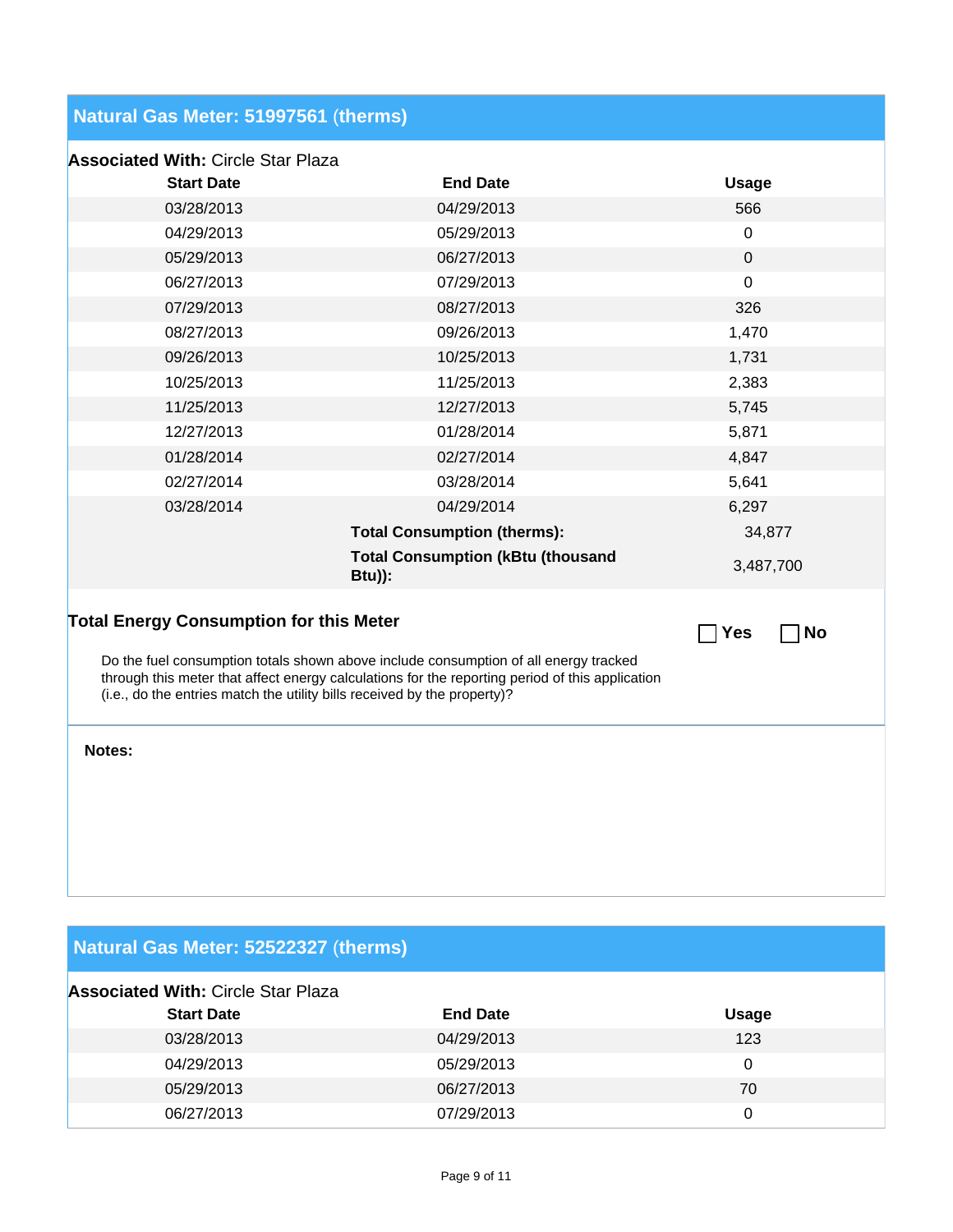## Natural Gas Meter: 51997561 (therms)

**Associated With:** Circle Star Plaza

| Start Date | End Date | Usage |
|---|---|---|
| 03/28/2013 | 04/29/2013 | 566 |
| 04/29/2013 | 05/29/2013 | 0 |
| 05/29/2013 | 06/27/2013 | 0 |
| 06/27/2013 | 07/29/2013 | 0 |
| 07/29/2013 | 08/27/2013 | 326 |
| 08/27/2013 | 09/26/2013 | 1,470 |
| 09/26/2013 | 10/25/2013 | 1,731 |
| 10/25/2013 | 11/25/2013 | 2,383 |
| 11/25/2013 | 12/27/2013 | 5,745 |
| 12/27/2013 | 01/28/2014 | 5,871 |
| 01/28/2014 | 02/27/2014 | 4,847 |
| 02/27/2014 | 03/28/2014 | 5,641 |
| 03/28/2014 | 04/29/2014 | 6,297 |
| | **Total Consumption (therms):** | 34,877 |
| | **Total Consumption (kBtu (thousand Btu)):** | 3,487,700 |

### Total Energy Consumption for this Meter

☐ **Yes** ☐ **No**

Do the fuel consumption totals shown above include consumption of all energy tracked through this meter that affect energy calculations for the reporting period of this application (i.e., do the entries match the utility bills received by the property)?

**Notes:**

## Natural Gas Meter: 52522327 (therms)

**Associated With:** Circle Star Plaza

| Start Date | End Date | Usage |
|---|---|---|
| 03/28/2013 | 04/29/2013 | 123 |
| 04/29/2013 | 05/29/2013 | 0 |
| 05/29/2013 | 06/27/2013 | 70 |
| 06/27/2013 | 07/29/2013 | 0 |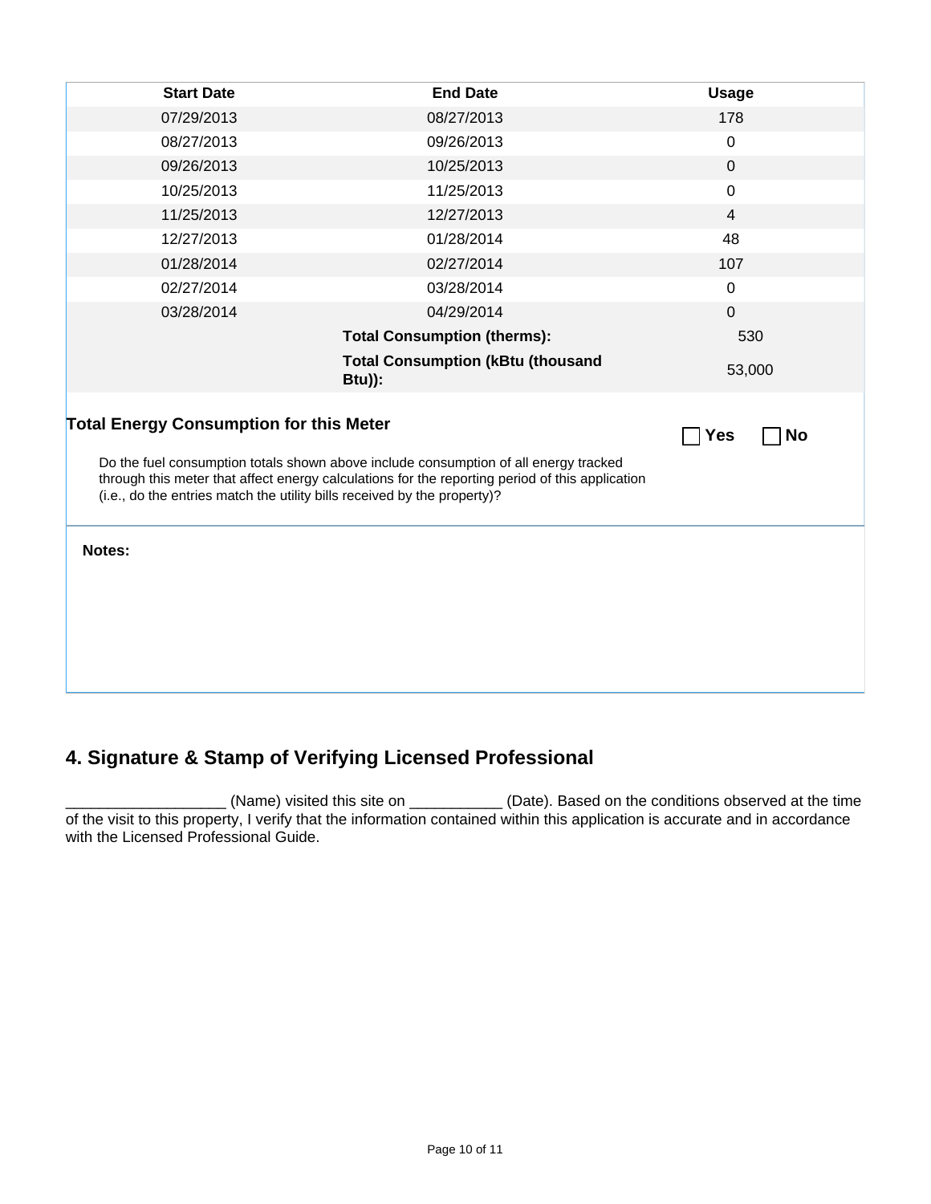| Start Date | End Date | Usage |
| --- | --- | --- |
| 07/29/2013 | 08/27/2013 | 178 |
| 08/27/2013 | 09/26/2013 | 0 |
| 09/26/2013 | 10/25/2013 | 0 |
| 10/25/2013 | 11/25/2013 | 0 |
| 11/25/2013 | 12/27/2013 | 4 |
| 12/27/2013 | 01/28/2014 | 48 |
| 01/28/2014 | 02/27/2014 | 107 |
| 02/27/2014 | 03/28/2014 | 0 |
| 03/28/2014 | 04/29/2014 | 0 |
| | **Total Consumption (therms):** | 530 |
| | **Total Consumption (kBtu (thousand Btu)):** | 53,000 |

**Total Energy Consumption for this Meter**

☐ **Yes** ☐ **No**

Do the fuel consumption totals shown above include consumption of all energy tracked through this meter that affect energy calculations for the reporting period of this application (i.e., do the entries match the utility bills received by the property)?

**Notes:**

## 4. Signature & Stamp of Verifying Licensed Professional

__________________ (Name) visited this site on ___________ (Date). Based on the conditions observed at the time of the visit to this property, I verify that the information contained within this application is accurate and in accordance with the Licensed Professional Guide.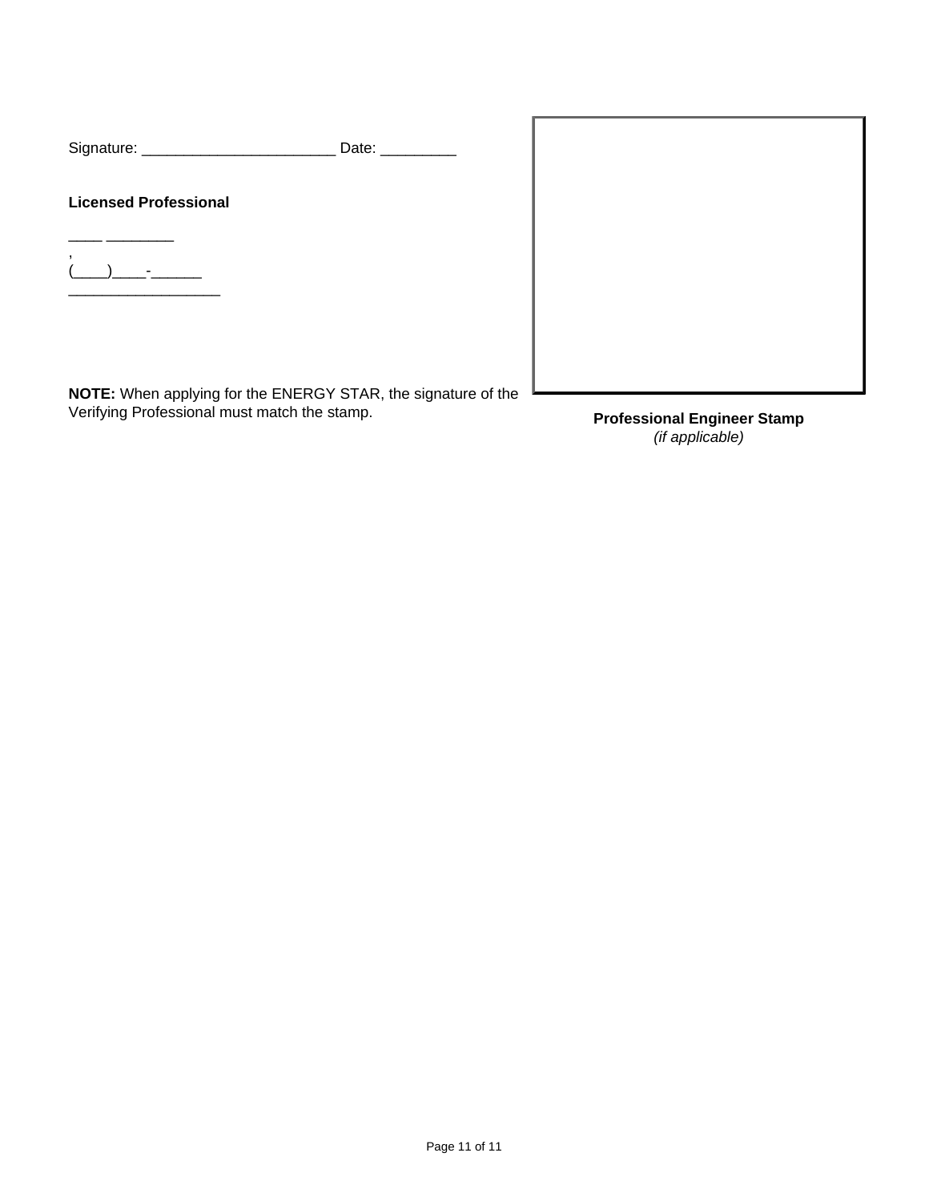Signature: _______________________ Date: _________

**Licensed Professional**

____ ________
,
(____)____-______
__________________

**NOTE:** When applying for the ENERGY STAR, the signature of the Verifying Professional must match the stamp.

**Professional Engineer Stamp**
*(if applicable)*